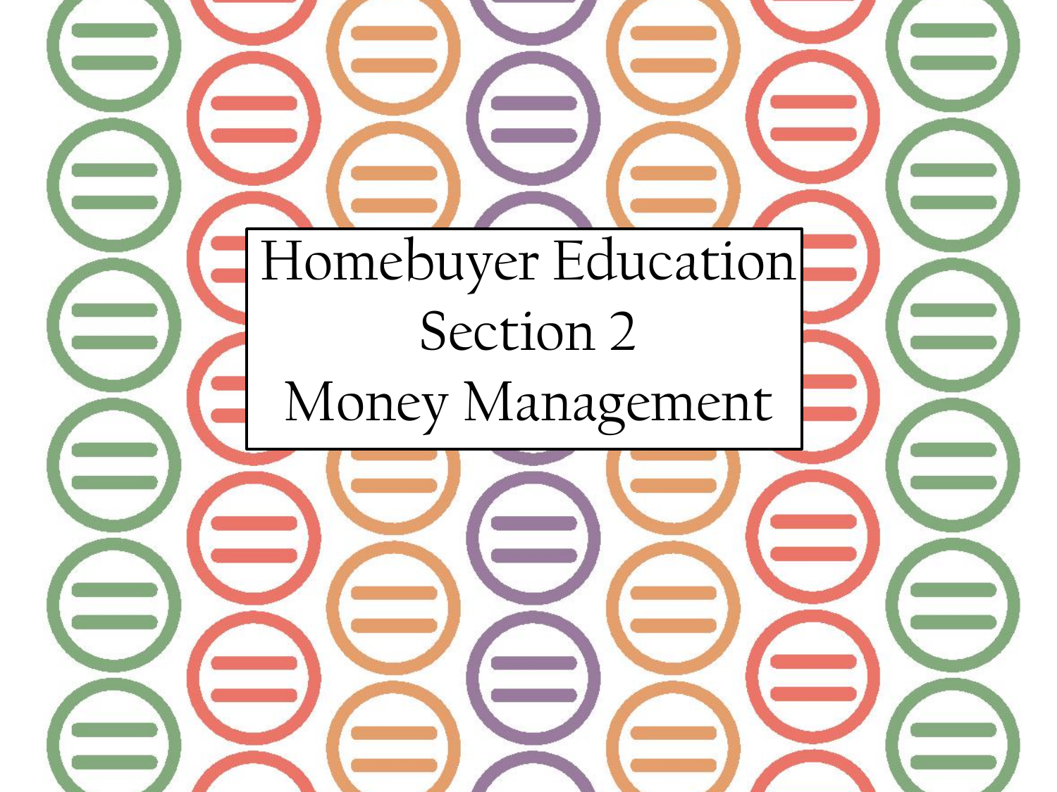# Homebuyer Education

## Section 2

## Money Management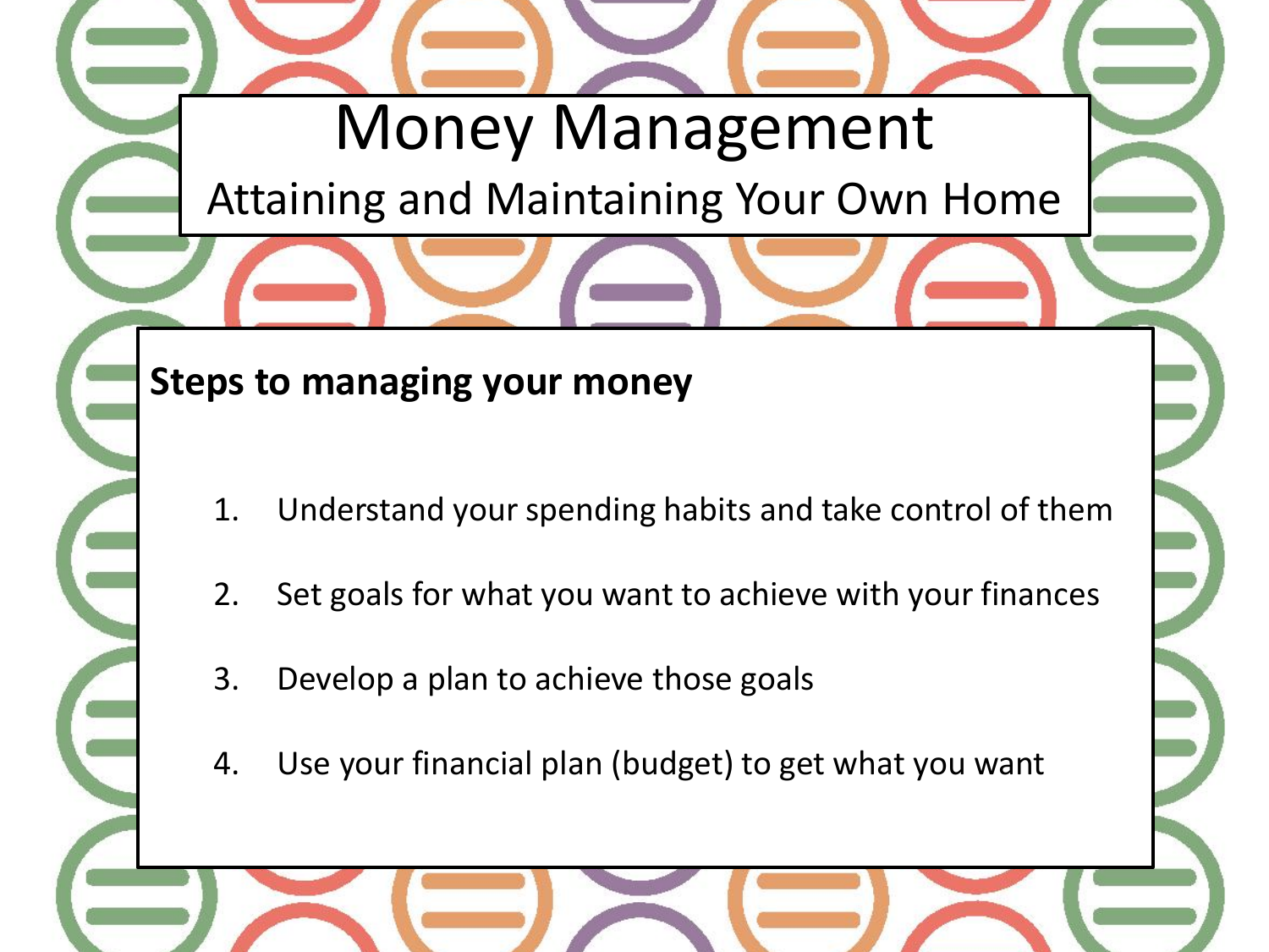# Money Management

## Attaining and Maintaining Your Own Home

**Steps to managing your money**

1. Understand your spending habits and take control of them
2. Set goals for what you want to achieve with your finances
3. Develop a plan to achieve those goals
4. Use your financial plan (budget) to get what you want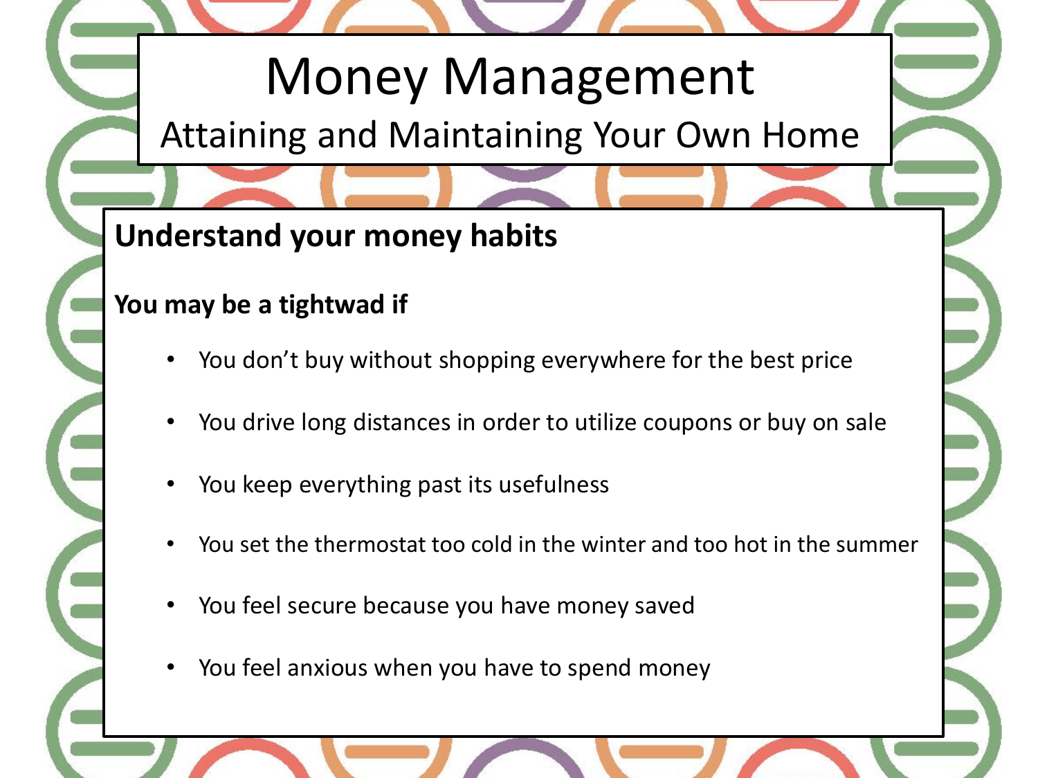# Money Management

## Attaining and Maintaining Your Own Home

### Understand your money habits

**You may be a tightwad if**

- You don't buy without shopping everywhere for the best price
- You drive long distances in order to utilize coupons or buy on sale
- You keep everything past its usefulness
- You set the thermostat too cold in the winter and too hot in the summer
- You feel secure because you have money saved
- You feel anxious when you have to spend money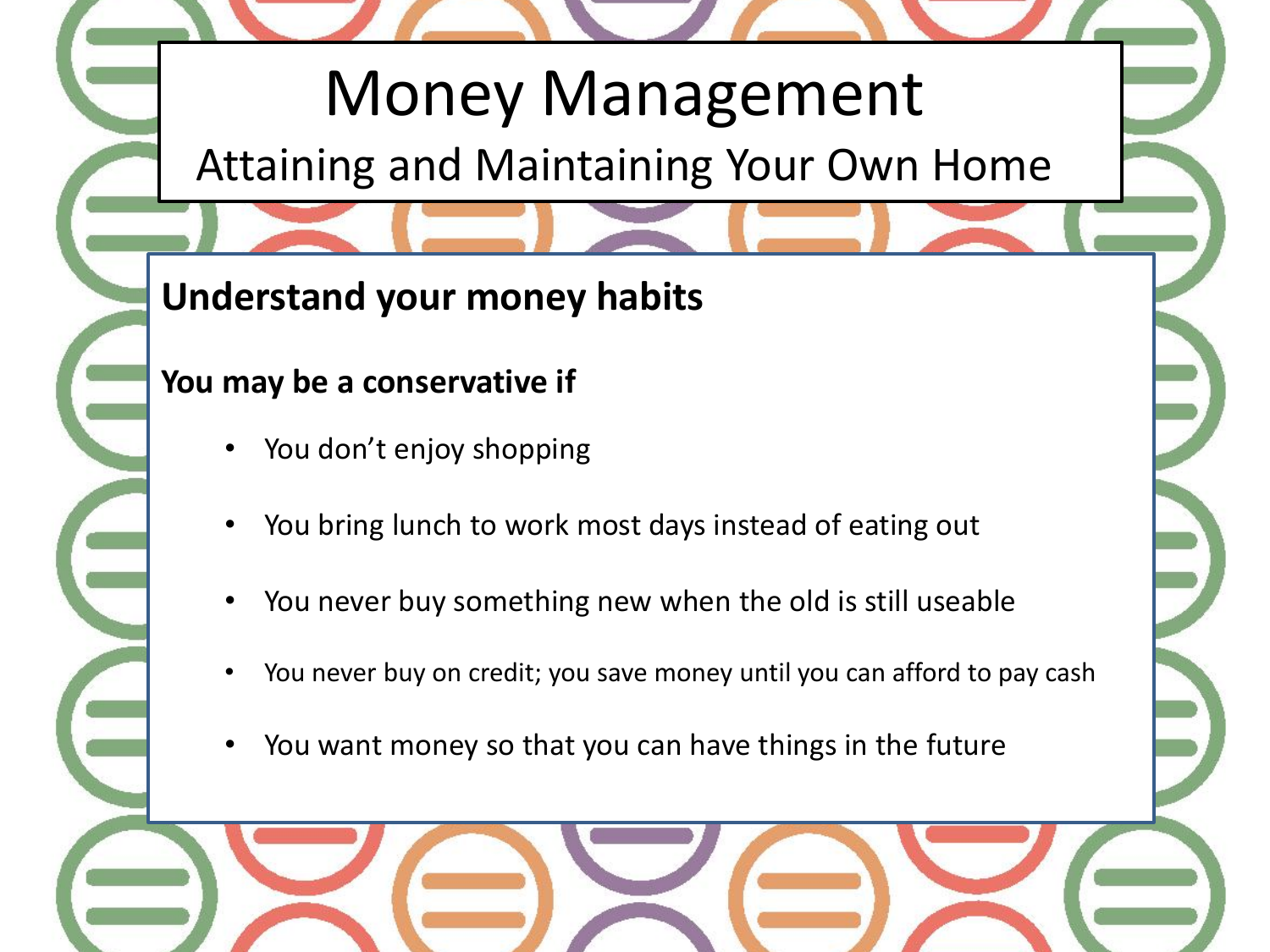# Money Management

## Attaining and Maintaining Your Own Home

### Understand your money habits

**You may be a conservative if**

- You don't enjoy shopping
- You bring lunch to work most days instead of eating out
- You never buy something new when the old is still useable
- You never buy on credit; you save money until you can afford to pay cash
- You want money so that you can have things in the future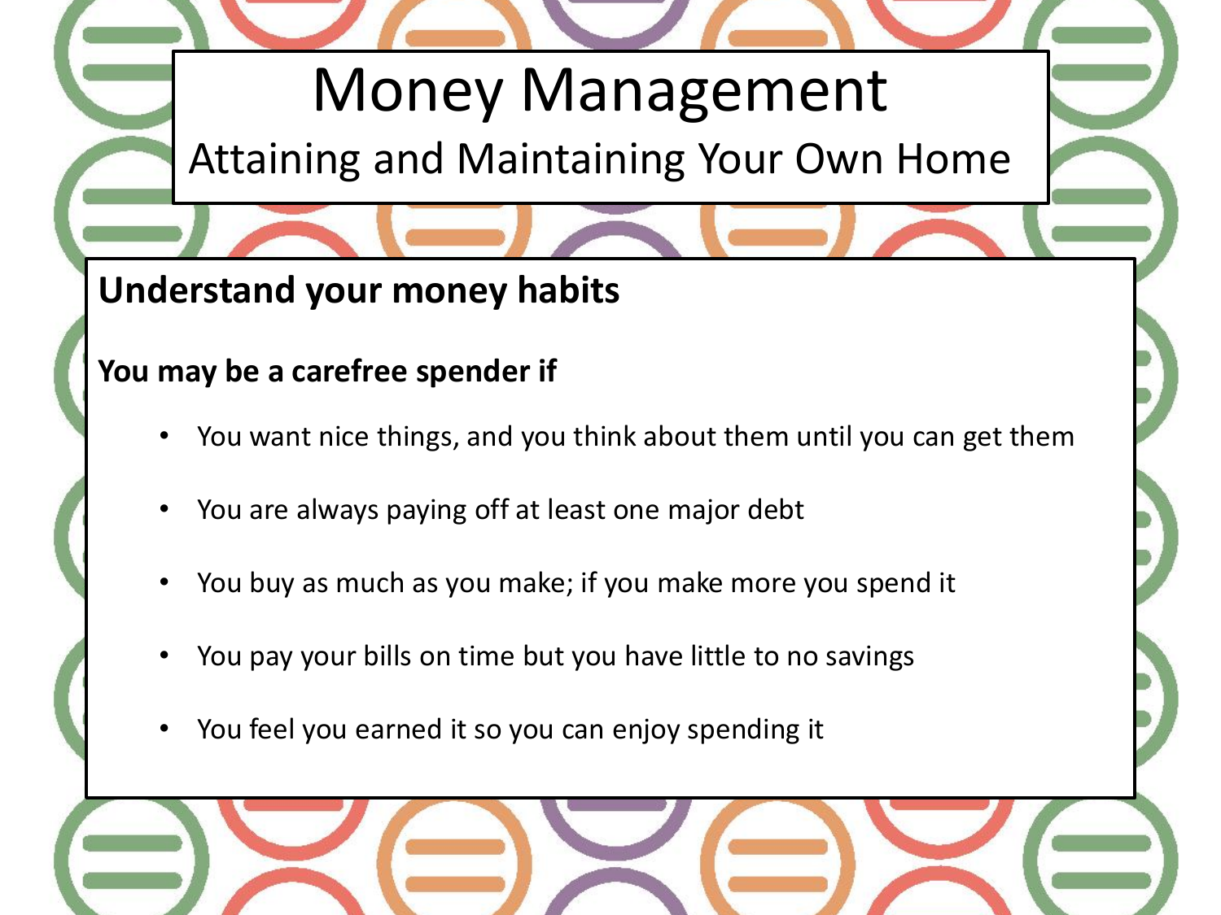# Money Management

## Attaining and Maintaining Your Own Home

### Understand your money habits

**You may be a carefree spender if**

- You want nice things, and you think about them until you can get them
- You are always paying off at least one major debt
- You buy as much as you make; if you make more you spend it
- You pay your bills on time but you have little to no savings
- You feel you earned it so you can enjoy spending it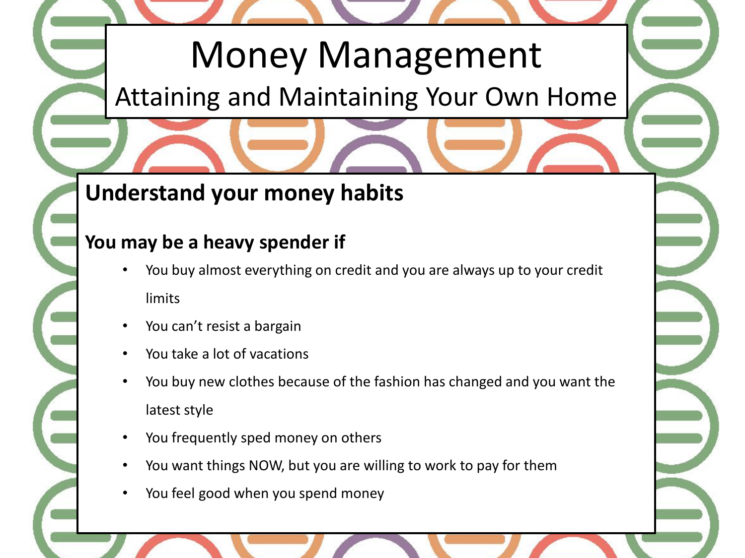# Money Management

## Attaining and Maintaining Your Own Home

### Understand your money habits

**You may be a heavy spender if**

- You buy almost everything on credit and you are always up to your credit limits
- You can't resist a bargain
- You take a lot of vacations
- You buy new clothes because of the fashion has changed and you want the latest style
- You frequently sped money on others
- You want things NOW, but you are willing to work to pay for them
- You feel good when you spend money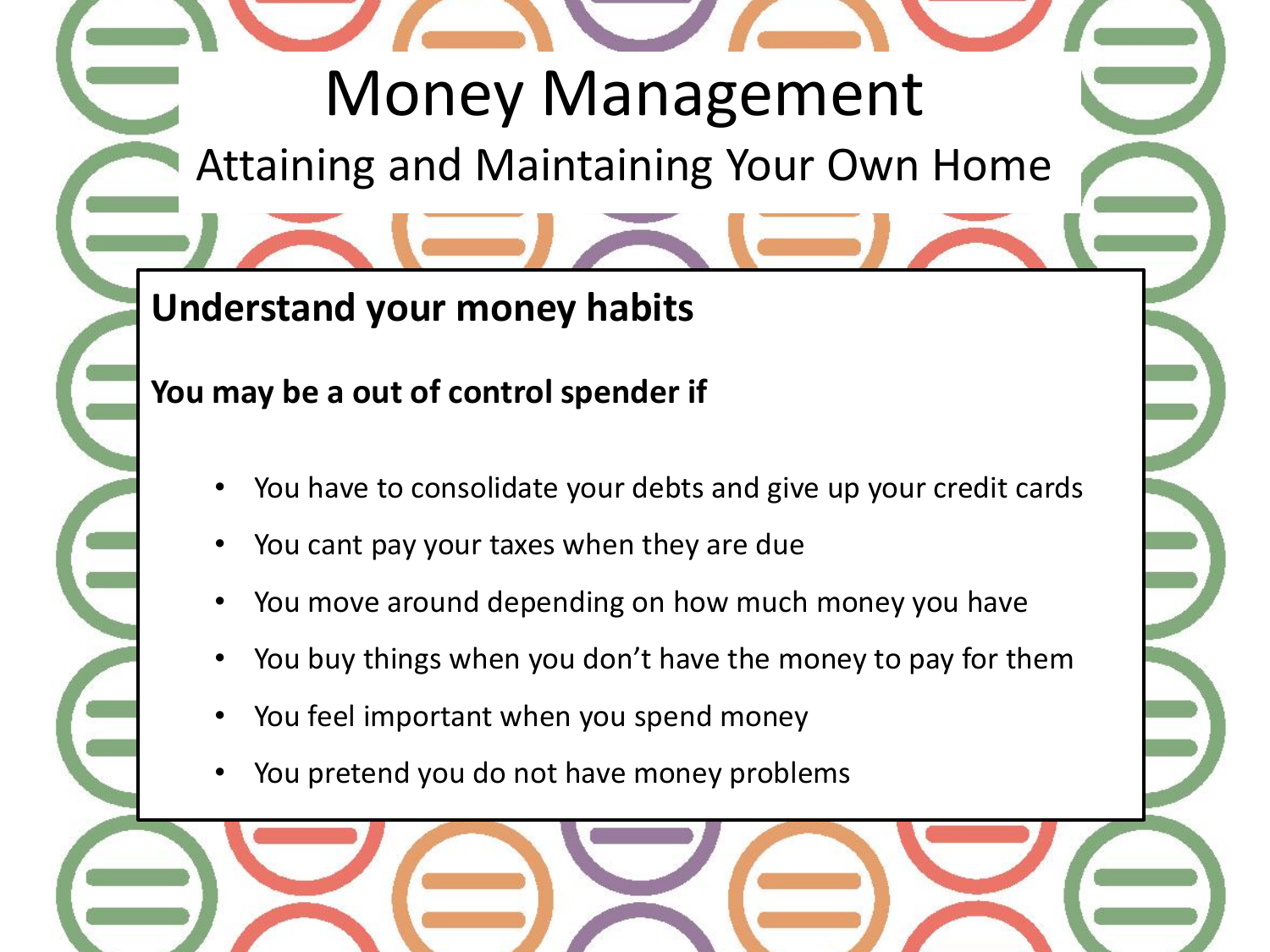# Money Management

## Attaining and Maintaining Your Own Home

### Understand your money habits

**You may be a out of control spender if**

- You have to consolidate your debts and give up your credit cards
- You cant pay your taxes when they are due
- You move around depending on how much money you have
- You buy things when you don't have the money to pay for them
- You feel important when you spend money
- You pretend you do not have money problems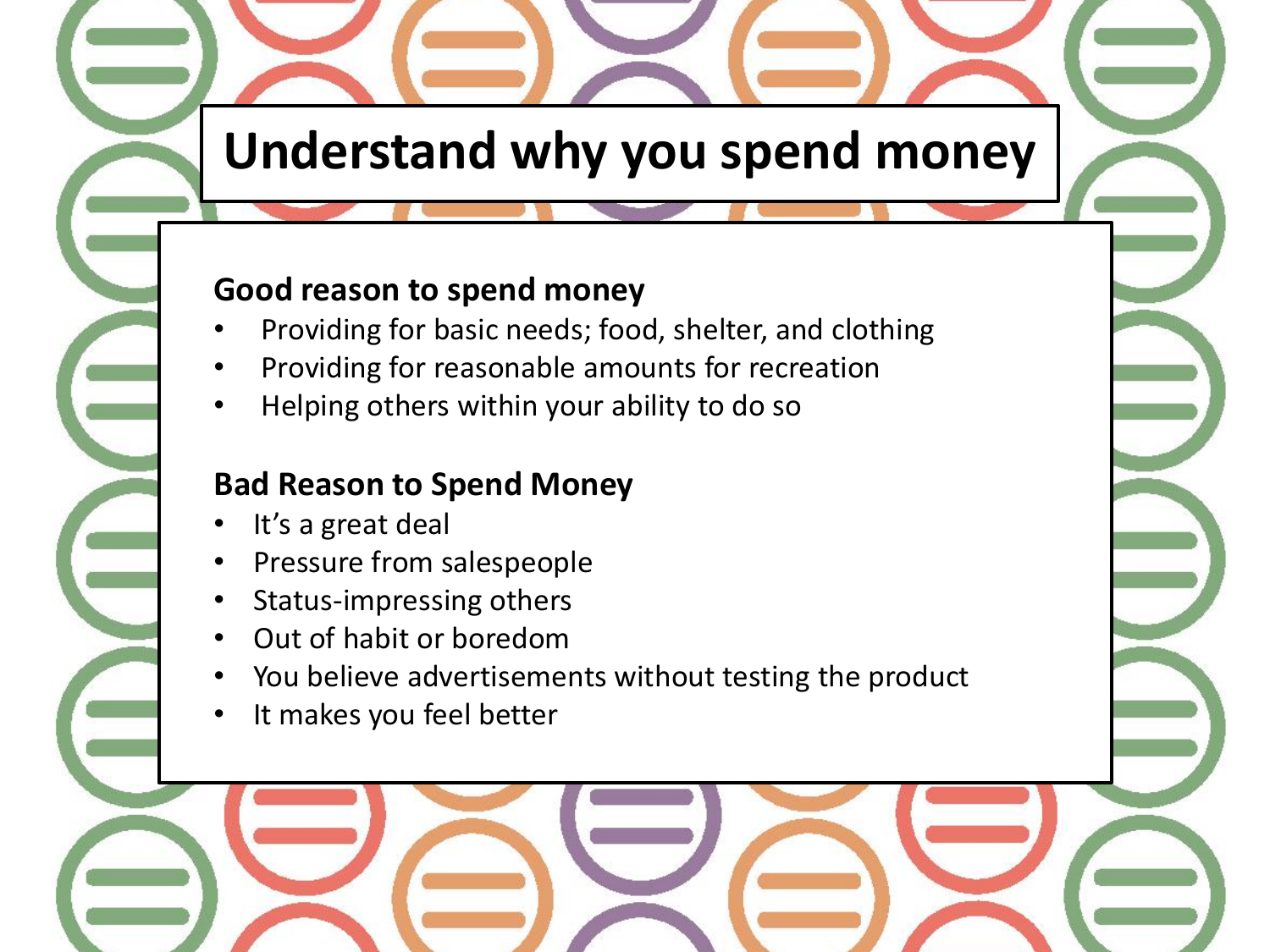# Understand why you spend money

**Good reason to spend money**

- Providing for basic needs; food, shelter, and clothing
- Providing for reasonable amounts for recreation
- Helping others within your ability to do so

**Bad Reason to Spend Money**

- It's a great deal
- Pressure from salespeople
- Status-impressing others
- Out of habit or boredom
- You believe advertisements without testing the product
- It makes you feel better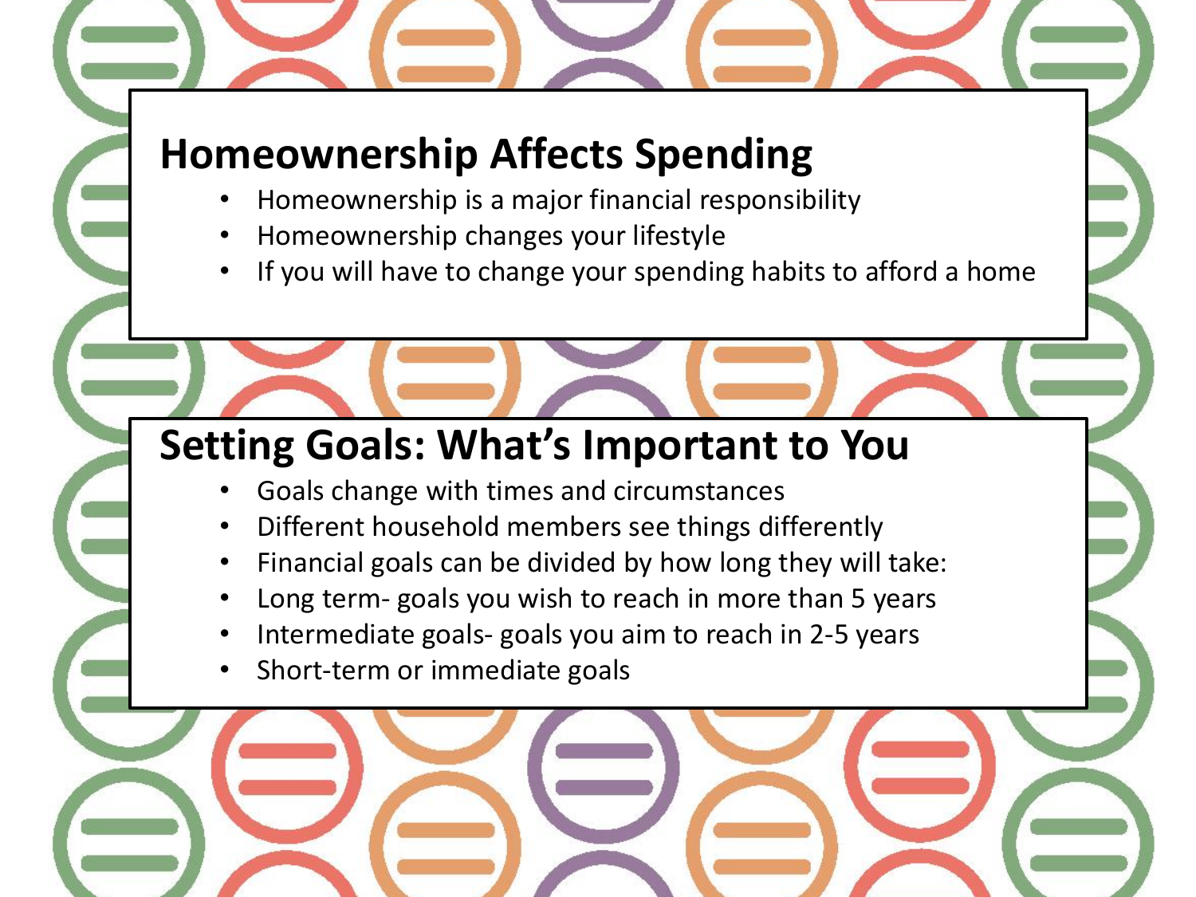## Homeownership Affects Spending

- Homeownership is a major financial responsibility
- Homeownership changes your lifestyle
- If you will have to change your spending habits to afford a home

## Setting Goals: What's Important to You

- Goals change with times and circumstances
- Different household members see things differently
- Financial goals can be divided by how long they will take:
- Long term- goals you wish to reach in more than 5 years
- Intermediate goals- goals you aim to reach in 2-5 years
- Short-term or immediate goals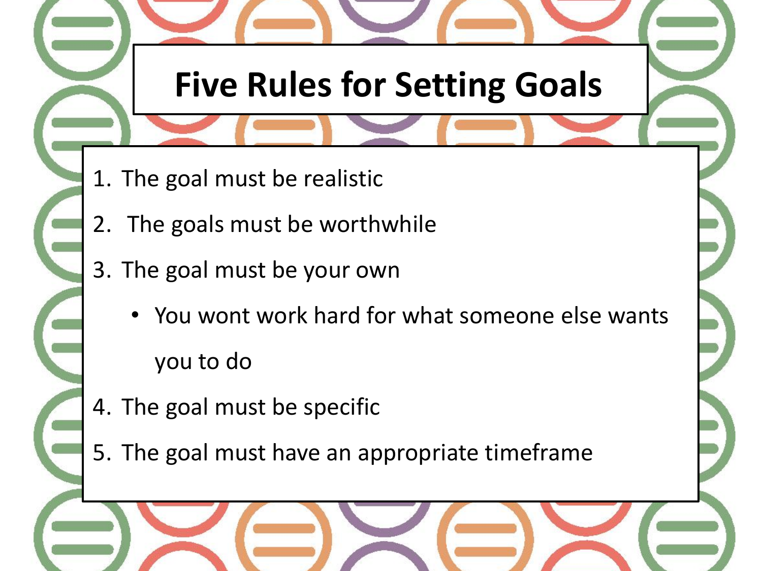# Five Rules for Setting Goals

1. The goal must be realistic
2. The goals must be worthwhile
3. The goal must be your own
   - You wont work hard for what someone else wants you to do
4. The goal must be specific
5. The goal must have an appropriate timeframe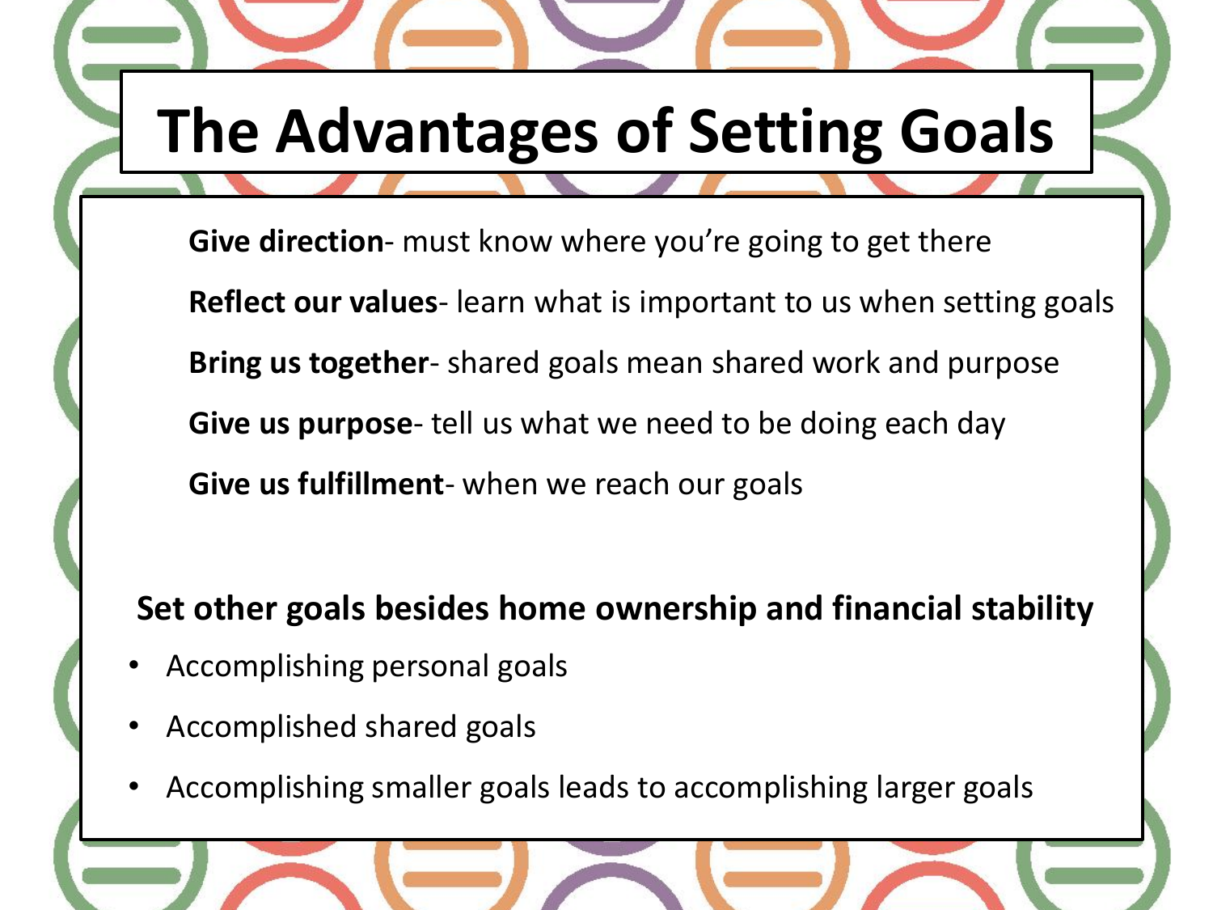# The Advantages of Setting Goals

**Give direction**- must know where you're going to get there

**Reflect our values**- learn what is important to us when setting goals

**Bring us together**- shared goals mean shared work and purpose

**Give us purpose**- tell us what we need to be doing each day

**Give us fulfillment**- when we reach our goals

**Set other goals besides home ownership and financial stability**

- Accomplishing personal goals
- Accomplished shared goals
- Accomplishing smaller goals leads to accomplishing larger goals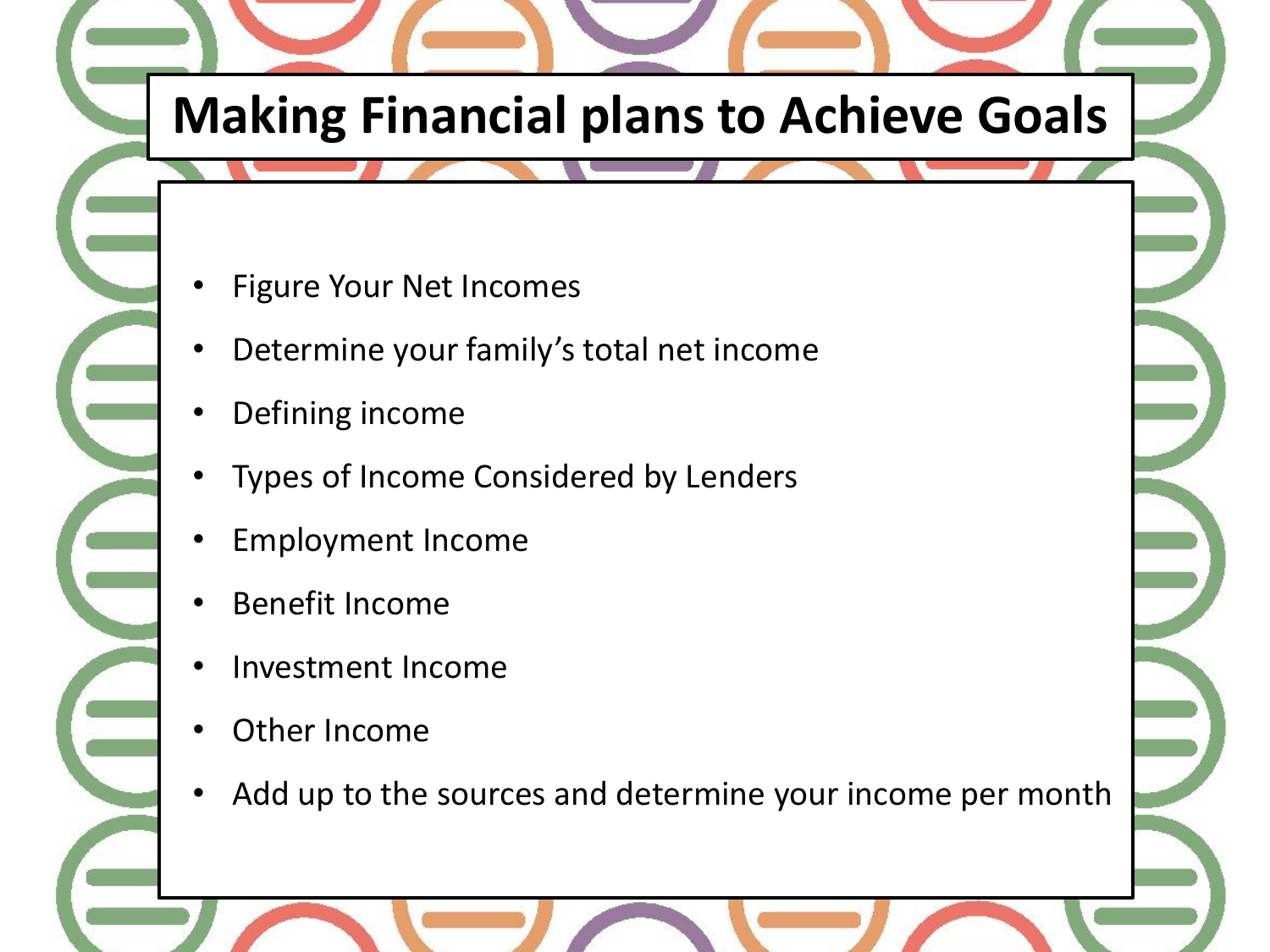# Making Financial plans to Achieve Goals

- Figure Your Net Incomes
- Determine your family's total net income
- Defining income
- Types of Income Considered by Lenders
- Employment Income
- Benefit Income
- Investment Income
- Other Income
- Add up to the sources and determine your income per month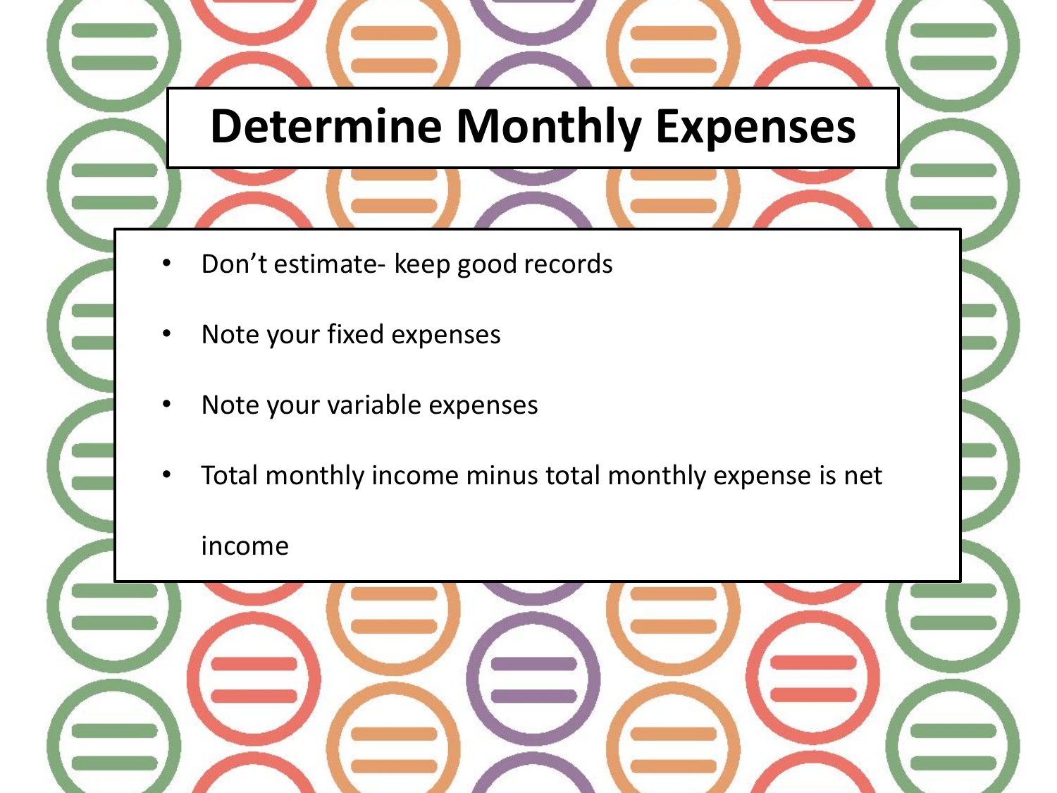# Determine Monthly Expenses

- Don't estimate- keep good records
- Note your fixed expenses
- Note your variable expenses
- Total monthly income minus total monthly expense is net income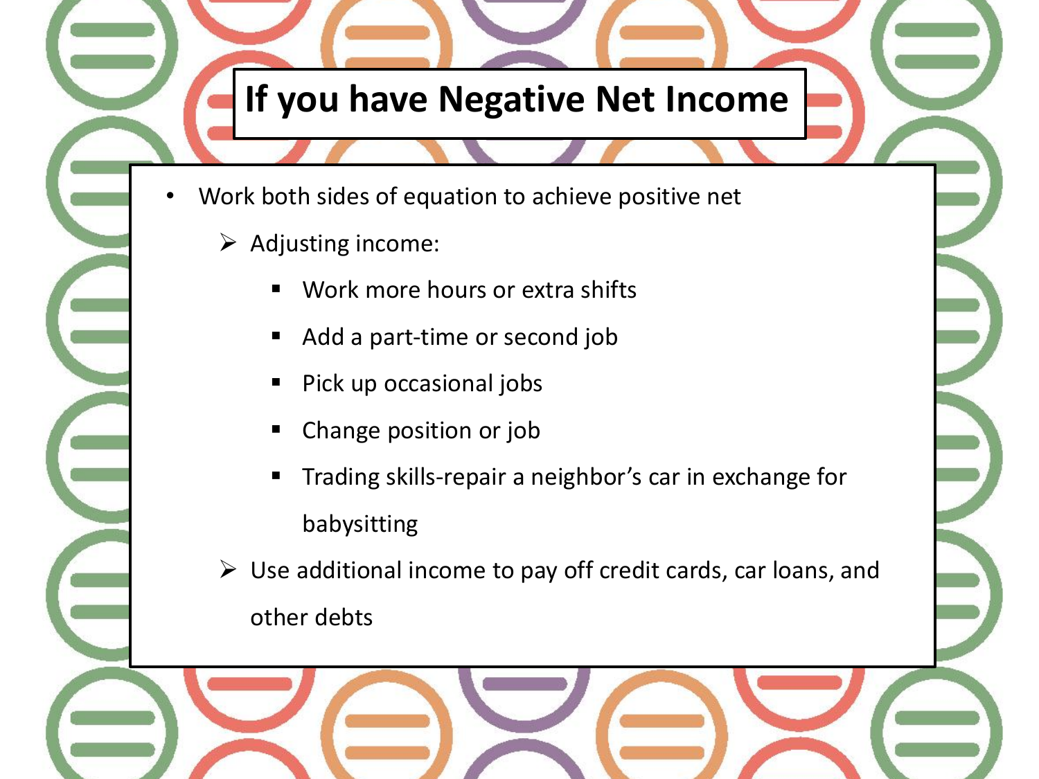# If you have Negative Net Income

- Work both sides of equation to achieve positive net
  - Adjusting income:
    - Work more hours or extra shifts
    - Add a part-time or second job
    - Pick up occasional jobs
    - Change position or job
    - Trading skills-repair a neighbor's car in exchange for babysitting
  - Use additional income to pay off credit cards, car loans, and other debts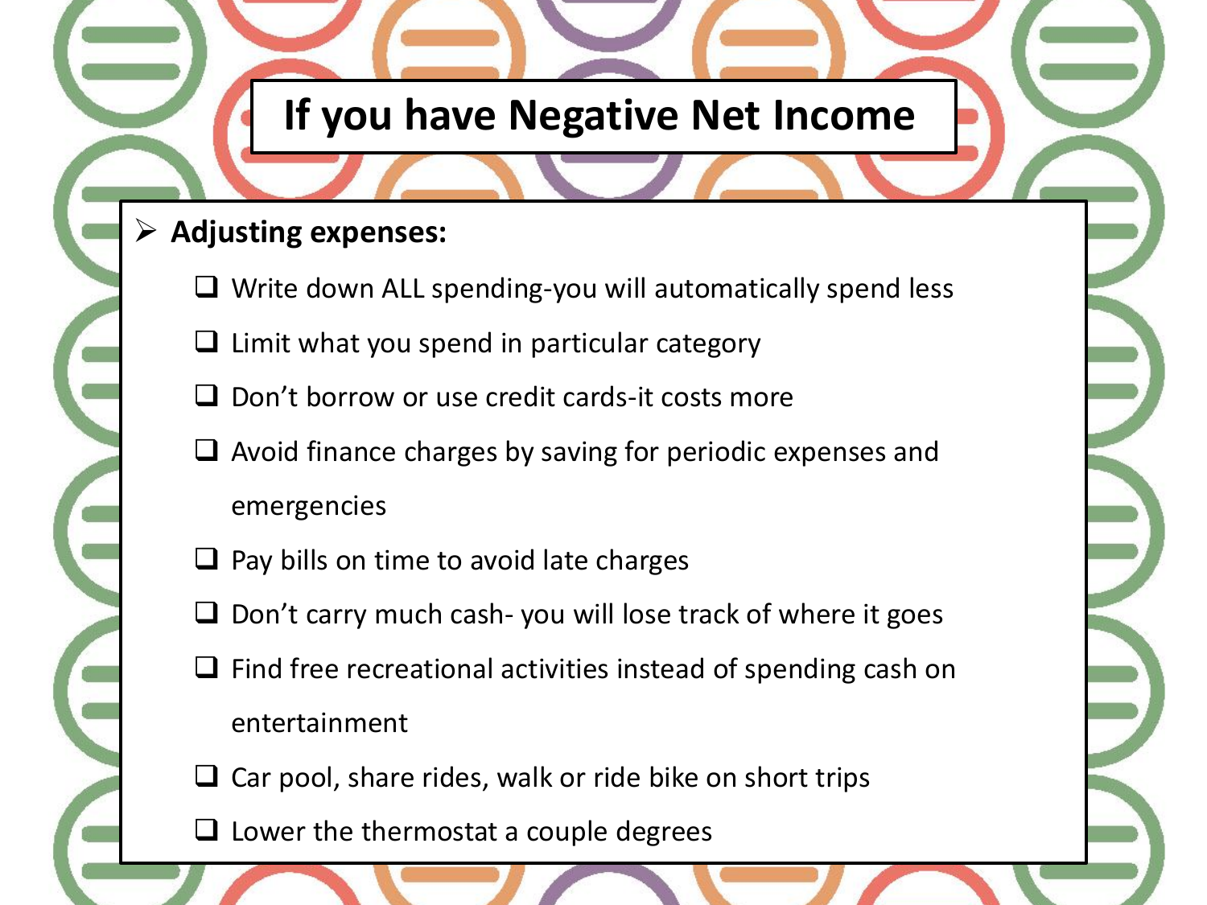# If you have Negative Net Income

- **Adjusting expenses:**
  - Write down ALL spending-you will automatically spend less
  - Limit what you spend in particular category
  - Don't borrow or use credit cards-it costs more
  - Avoid finance charges by saving for periodic expenses and emergencies
  - Pay bills on time to avoid late charges
  - Don't carry much cash- you will lose track of where it goes
  - Find free recreational activities instead of spending cash on entertainment
  - Car pool, share rides, walk or ride bike on short trips
  - Lower the thermostat a couple degrees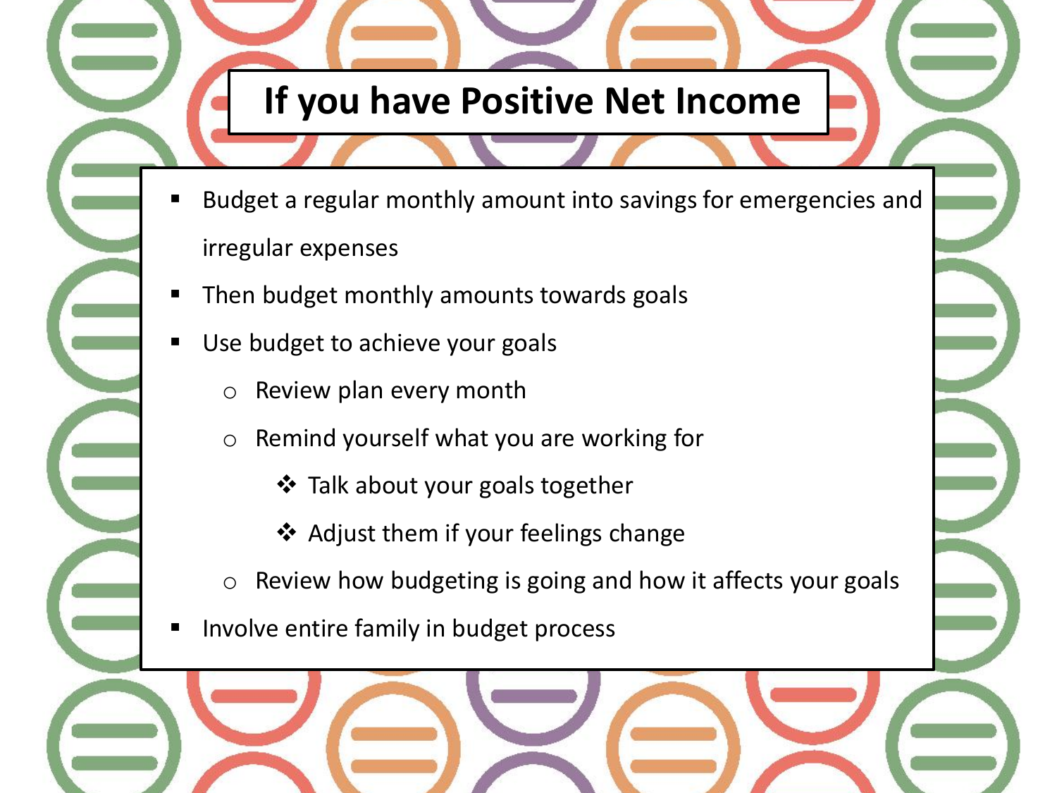# If you have Positive Net Income

- Budget a regular monthly amount into savings for emergencies and irregular expenses
- Then budget monthly amounts towards goals
- Use budget to achieve your goals
  - Review plan every month
  - Remind yourself what you are working for
    - Talk about your goals together
    - Adjust them if your feelings change
  - Review how budgeting is going and how it affects your goals
- Involve entire family in budget process